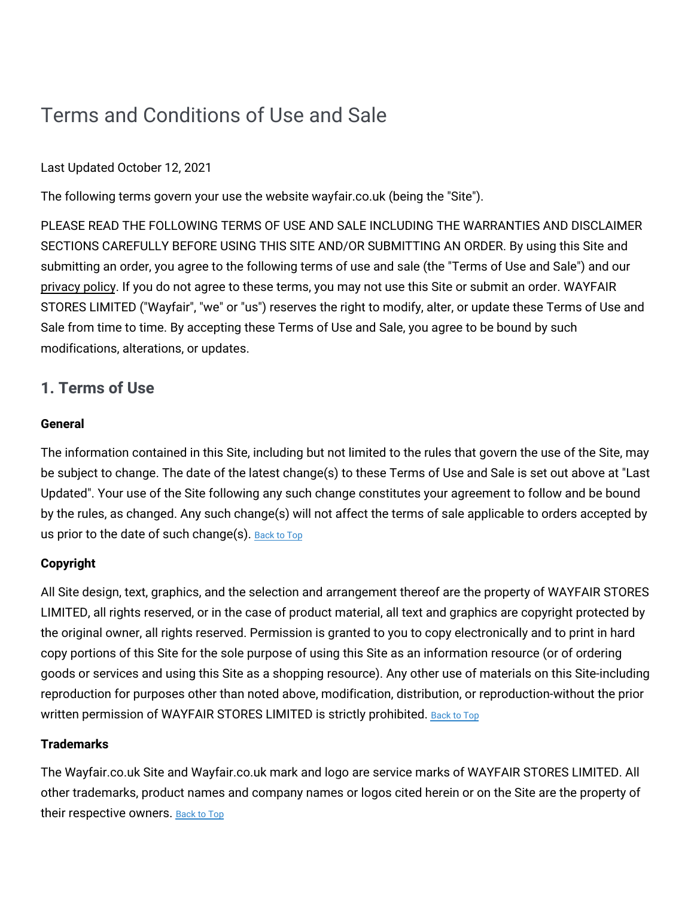# Terms and Conditions of Use and Sale

Last Updated October 12, 2021

The following terms govern your use the website wayfair.co.uk (being the "Site").

PLEASE READ THE FOLLOWING TERMS OF USE AND SALE INCLUDING THE WARRANTIES AND DISCLAIMER SECTIONS CAREFULLY BEFORE USING THIS SITE AND/OR SUBMITTING AN ORDER. By using this Site and submitting an order, you agree to the following terms of use and sale (the "Terms of Use and Sale") and our privacy policy. If you do not agree to these terms, you may not use this Site or submit an order. WAYFAIR STORES LIMITED ("Wayfair", "we" or "us") reserves the right to modify, alter, or update these Terms of Use and Sale from time to time. By accepting these Terms of Use and Sale, you agree to be bound by such modifications, alterations, or updates.

## 1. Terms of Use

**General**

The information contained in this Site, including but not limited to the rules that govern the use of the Site, may be subject to change. The date of the latest change(s) to these Terms of Use and Sale is set out above at "Last Updated". Your use of the Site following any such change constitutes your agreement to follow and be bound by the rules, as changed. Any such change(s) will not affect the terms of sale applicable to orders accepted by us prior to the date of such change(s). Back to Top

**Copyright**

All Site design, text, graphics, and the selection and arrangement thereof are the property of WAYFAIR STORES LIMITED, all rights reserved, or in the case of product material, all text and graphics are copyright protected by the original owner, all rights reserved. Permission is granted to you to copy electronically and to print in hard copy portions of this Site for the sole purpose of using this Site as an information resource (or of ordering goods or services and using this Site as a shopping resource). Any other use of materials on this Site-including reproduction for purposes other than noted above, modification, distribution, or reproduction-without the prior written permission of WAYFAIR STORES LIMITED is strictly prohibited. Back to Top

**Trademarks**

The Wayfair.co.uk Site and Wayfair.co.uk mark and logo are service marks of WAYFAIR STORES LIMITED. All other trademarks, product names and company names or logos cited herein or on the Site are the property of their respective owners. Back to Top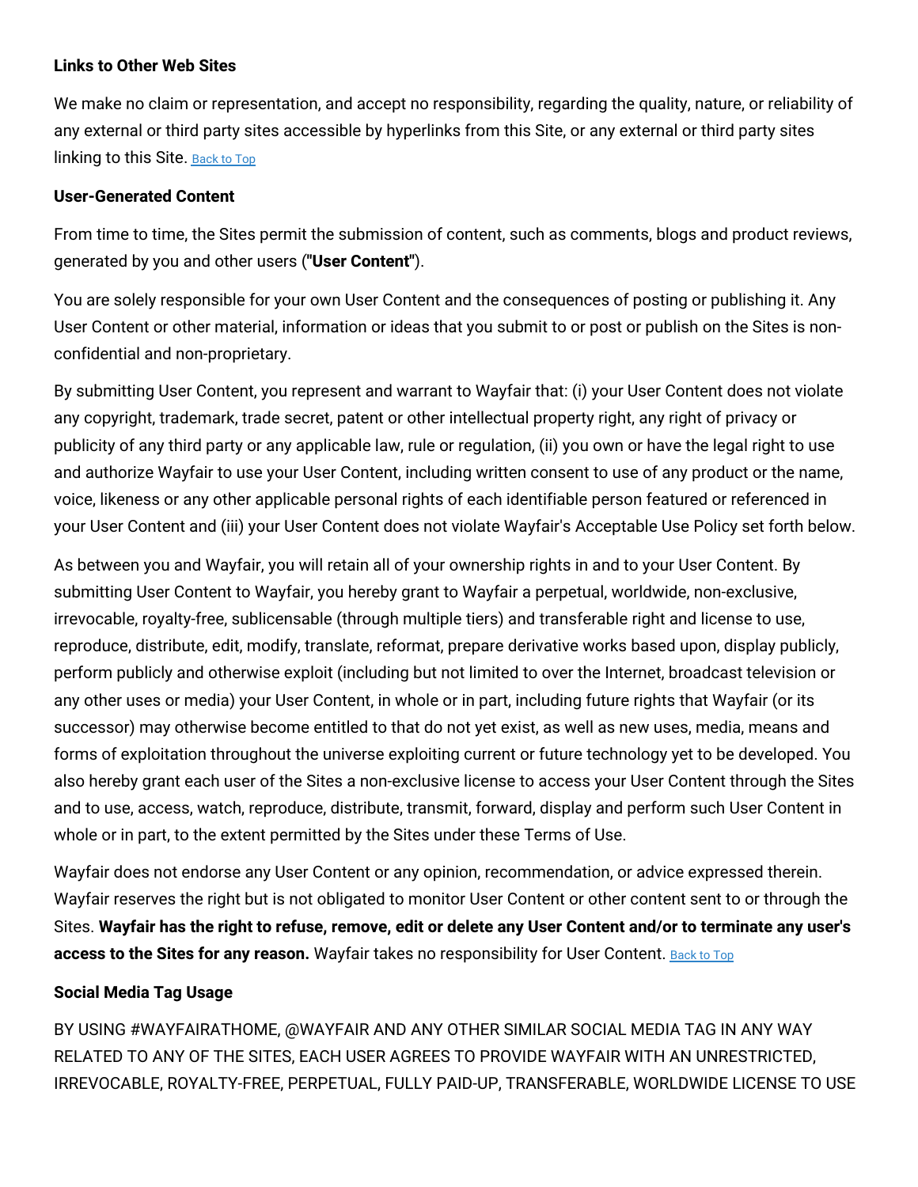**Links to Other Web Sites**

We make no claim or representation, and accept no responsibility, regarding the quality, nature, or reliability of any external or third party sites accessible by hyperlinks from this Site, or any external or third party sites linking to this Site. Back to Top

**User-Generated Content**

From time to time, the Sites permit the submission of content, such as comments, blogs and product reviews, generated by you and other users (**"User Content"**).

You are solely responsible for your own User Content and the consequences of posting or publishing it. Any User Content or other material, information or ideas that you submit to or post or publish on the Sites is non-confidential and non-proprietary.

By submitting User Content, you represent and warrant to Wayfair that: (i) your User Content does not violate any copyright, trademark, trade secret, patent or other intellectual property right, any right of privacy or publicity of any third party or any applicable law, rule or regulation, (ii) you own or have the legal right to use and authorize Wayfair to use your User Content, including written consent to use of any product or the name, voice, likeness or any other applicable personal rights of each identifiable person featured or referenced in your User Content and (iii) your User Content does not violate Wayfair's Acceptable Use Policy set forth below.

As between you and Wayfair, you will retain all of your ownership rights in and to your User Content. By submitting User Content to Wayfair, you hereby grant to Wayfair a perpetual, worldwide, non-exclusive, irrevocable, royalty-free, sublicensable (through multiple tiers) and transferable right and license to use, reproduce, distribute, edit, modify, translate, reformat, prepare derivative works based upon, display publicly, perform publicly and otherwise exploit (including but not limited to over the Internet, broadcast television or any other uses or media) your User Content, in whole or in part, including future rights that Wayfair (or its successor) may otherwise become entitled to that do not yet exist, as well as new uses, media, means and forms of exploitation throughout the universe exploiting current or future technology yet to be developed. You also hereby grant each user of the Sites a non-exclusive license to access your User Content through the Sites and to use, access, watch, reproduce, distribute, transmit, forward, display and perform such User Content in whole or in part, to the extent permitted by the Sites under these Terms of Use.

Wayfair does not endorse any User Content or any opinion, recommendation, or advice expressed therein. Wayfair reserves the right but is not obligated to monitor User Content or other content sent to or through the Sites. **Wayfair has the right to refuse, remove, edit or delete any User Content and/or to terminate any user's access to the Sites for any reason.** Wayfair takes no responsibility for User Content. Back to Top

**Social Media Tag Usage**

BY USING #WAYFAIRATHOME, @WAYFAIR AND ANY OTHER SIMILAR SOCIAL MEDIA TAG IN ANY WAY RELATED TO ANY OF THE SITES, EACH USER AGREES TO PROVIDE WAYFAIR WITH AN UNRESTRICTED, IRREVOCABLE, ROYALTY-FREE, PERPETUAL, FULLY PAID-UP, TRANSFERABLE, WORLDWIDE LICENSE TO USE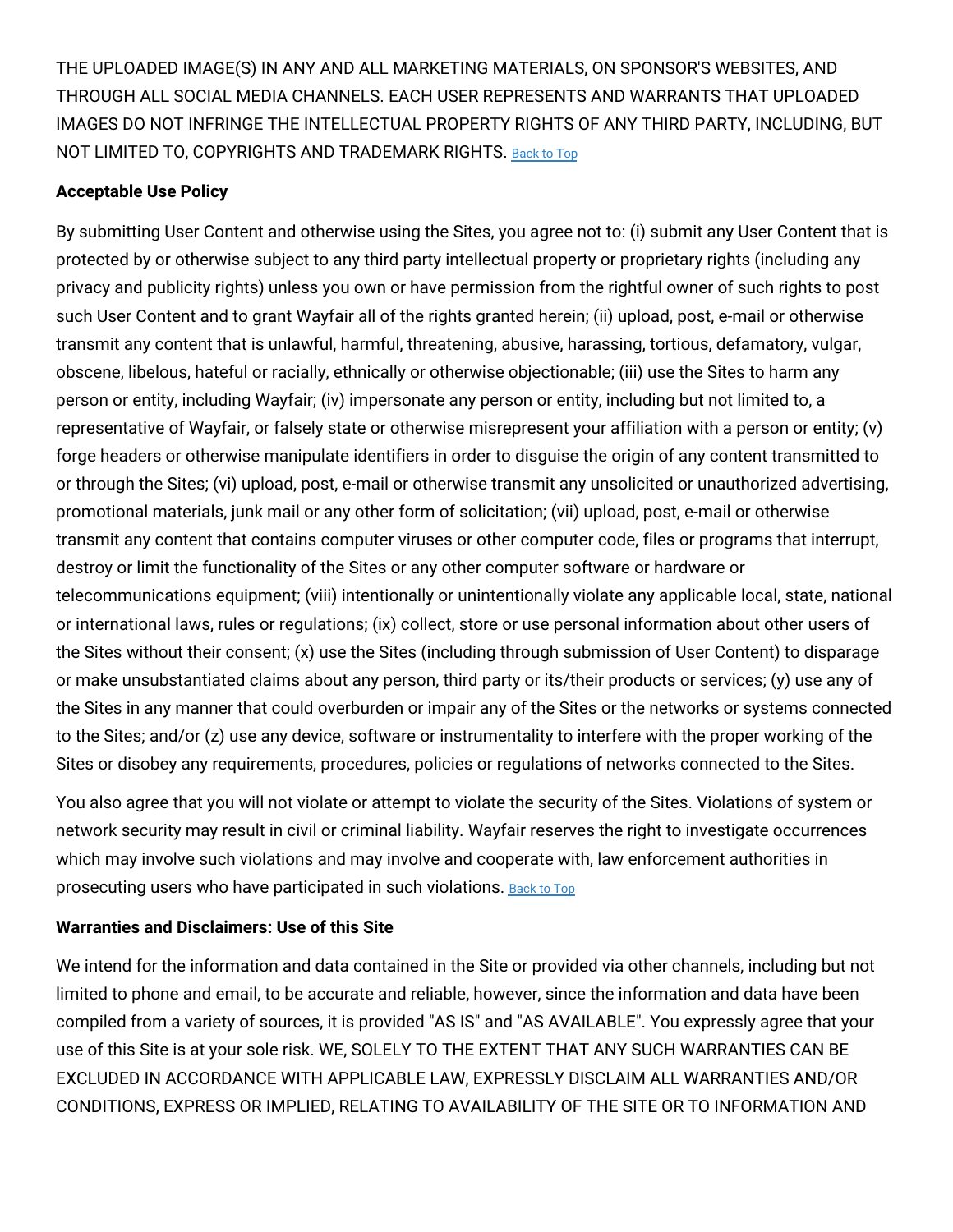THE UPLOADED IMAGE(S) IN ANY AND ALL MARKETING MATERIALS, ON SPONSOR'S WEBSITES, AND THROUGH ALL SOCIAL MEDIA CHANNELS. EACH USER REPRESENTS AND WARRANTS THAT UPLOADED IMAGES DO NOT INFRINGE THE INTELLECTUAL PROPERTY RIGHTS OF ANY THIRD PARTY, INCLUDING, BUT NOT LIMITED TO, COPYRIGHTS AND TRADEMARK RIGHTS. Back to Top

**Acceptable Use Policy**

By submitting User Content and otherwise using the Sites, you agree not to: (i) submit any User Content that is protected by or otherwise subject to any third party intellectual property or proprietary rights (including any privacy and publicity rights) unless you own or have permission from the rightful owner of such rights to post such User Content and to grant Wayfair all of the rights granted herein; (ii) upload, post, e-mail or otherwise transmit any content that is unlawful, harmful, threatening, abusive, harassing, tortious, defamatory, vulgar, obscene, libelous, hateful or racially, ethnically or otherwise objectionable; (iii) use the Sites to harm any person or entity, including Wayfair; (iv) impersonate any person or entity, including but not limited to, a representative of Wayfair, or falsely state or otherwise misrepresent your affiliation with a person or entity; (v) forge headers or otherwise manipulate identifiers in order to disguise the origin of any content transmitted to or through the Sites; (vi) upload, post, e-mail or otherwise transmit any unsolicited or unauthorized advertising, promotional materials, junk mail or any other form of solicitation; (vii) upload, post, e-mail or otherwise transmit any content that contains computer viruses or other computer code, files or programs that interrupt, destroy or limit the functionality of the Sites or any other computer software or hardware or telecommunications equipment; (viii) intentionally or unintentionally violate any applicable local, state, national or international laws, rules or regulations; (ix) collect, store or use personal information about other users of the Sites without their consent; (x) use the Sites (including through submission of User Content) to disparage or make unsubstantiated claims about any person, third party or its/their products or services; (y) use any of the Sites in any manner that could overburden or impair any of the Sites or the networks or systems connected to the Sites; and/or (z) use any device, software or instrumentality to interfere with the proper working of the Sites or disobey any requirements, procedures, policies or regulations of networks connected to the Sites.

You also agree that you will not violate or attempt to violate the security of the Sites. Violations of system or network security may result in civil or criminal liability. Wayfair reserves the right to investigate occurrences which may involve such violations and may involve and cooperate with, law enforcement authorities in prosecuting users who have participated in such violations. Back to Top

**Warranties and Disclaimers: Use of this Site**

We intend for the information and data contained in the Site or provided via other channels, including but not limited to phone and email, to be accurate and reliable, however, since the information and data have been compiled from a variety of sources, it is provided "AS IS" and "AS AVAILABLE". You expressly agree that your use of this Site is at your sole risk. WE, SOLELY TO THE EXTENT THAT ANY SUCH WARRANTIES CAN BE EXCLUDED IN ACCORDANCE WITH APPLICABLE LAW, EXPRESSLY DISCLAIM ALL WARRANTIES AND/OR CONDITIONS, EXPRESS OR IMPLIED, RELATING TO AVAILABILITY OF THE SITE OR TO INFORMATION AND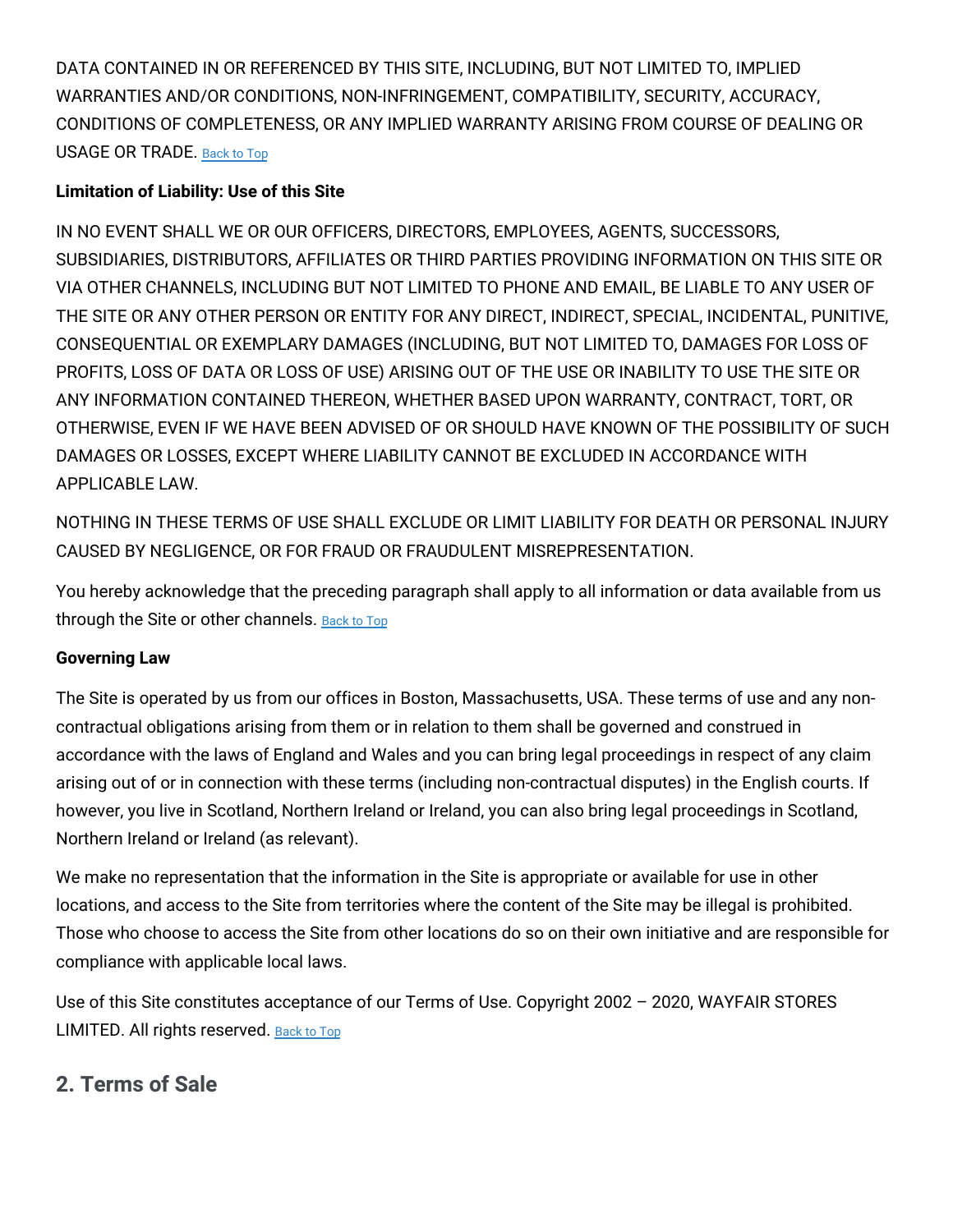DATA CONTAINED IN OR REFERENCED BY THIS SITE, INCLUDING, BUT NOT LIMITED TO, IMPLIED WARRANTIES AND/OR CONDITIONS, NON-INFRINGEMENT, COMPATIBILITY, SECURITY, ACCURACY, CONDITIONS OF COMPLETENESS, OR ANY IMPLIED WARRANTY ARISING FROM COURSE OF DEALING OR USAGE OR TRADE. Back to Top

**Limitation of Liability: Use of this Site**

IN NO EVENT SHALL WE OR OUR OFFICERS, DIRECTORS, EMPLOYEES, AGENTS, SUCCESSORS, SUBSIDIARIES, DISTRIBUTORS, AFFILIATES OR THIRD PARTIES PROVIDING INFORMATION ON THIS SITE OR VIA OTHER CHANNELS, INCLUDING BUT NOT LIMITED TO PHONE AND EMAIL, BE LIABLE TO ANY USER OF THE SITE OR ANY OTHER PERSON OR ENTITY FOR ANY DIRECT, INDIRECT, SPECIAL, INCIDENTAL, PUNITIVE, CONSEQUENTIAL OR EXEMPLARY DAMAGES (INCLUDING, BUT NOT LIMITED TO, DAMAGES FOR LOSS OF PROFITS, LOSS OF DATA OR LOSS OF USE) ARISING OUT OF THE USE OR INABILITY TO USE THE SITE OR ANY INFORMATION CONTAINED THEREON, WHETHER BASED UPON WARRANTY, CONTRACT, TORT, OR OTHERWISE, EVEN IF WE HAVE BEEN ADVISED OF OR SHOULD HAVE KNOWN OF THE POSSIBILITY OF SUCH DAMAGES OR LOSSES, EXCEPT WHERE LIABILITY CANNOT BE EXCLUDED IN ACCORDANCE WITH APPLICABLE LAW.

NOTHING IN THESE TERMS OF USE SHALL EXCLUDE OR LIMIT LIABILITY FOR DEATH OR PERSONAL INJURY CAUSED BY NEGLIGENCE, OR FOR FRAUD OR FRAUDULENT MISREPRESENTATION.

You hereby acknowledge that the preceding paragraph shall apply to all information or data available from us through the Site or other channels. Back to Top

**Governing Law**

The Site is operated by us from our offices in Boston, Massachusetts, USA. These terms of use and any non-contractual obligations arising from them or in relation to them shall be governed and construed in accordance with the laws of England and Wales and you can bring legal proceedings in respect of any claim arising out of or in connection with these terms (including non-contractual disputes) in the English courts. If however, you live in Scotland, Northern Ireland or Ireland, you can also bring legal proceedings in Scotland, Northern Ireland or Ireland (as relevant).

We make no representation that the information in the Site is appropriate or available for use in other locations, and access to the Site from territories where the content of the Site may be illegal is prohibited. Those who choose to access the Site from other locations do so on their own initiative and are responsible for compliance with applicable local laws.

Use of this Site constitutes acceptance of our Terms of Use. Copyright 2002 – 2020, WAYFAIR STORES LIMITED. All rights reserved. Back to Top

## 2. Terms of Sale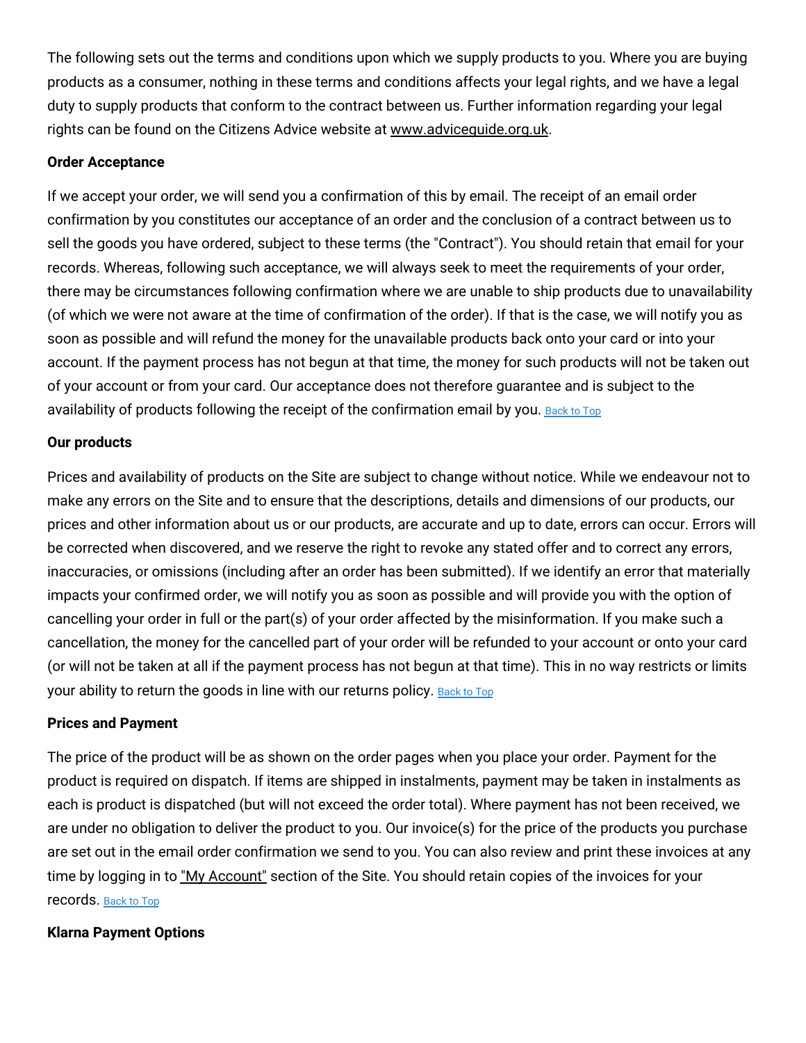The following sets out the terms and conditions upon which we supply products to you. Where you are buying products as a consumer, nothing in these terms and conditions affects your legal rights, and we have a legal duty to supply products that conform to the contract between us. Further information regarding your legal rights can be found on the Citizens Advice website at www.adviceguide.org.uk.

**Order Acceptance**

If we accept your order, we will send you a confirmation of this by email. The receipt of an email order confirmation by you constitutes our acceptance of an order and the conclusion of a contract between us to sell the goods you have ordered, subject to these terms (the "Contract"). You should retain that email for your records. Whereas, following such acceptance, we will always seek to meet the requirements of your order, there may be circumstances following confirmation where we are unable to ship products due to unavailability (of which we were not aware at the time of confirmation of the order). If that is the case, we will notify you as soon as possible and will refund the money for the unavailable products back onto your card or into your account. If the payment process has not begun at that time, the money for such products will not be taken out of your account or from your card. Our acceptance does not therefore guarantee and is subject to the availability of products following the receipt of the confirmation email by you. Back to Top

**Our products**

Prices and availability of products on the Site are subject to change without notice. While we endeavour not to make any errors on the Site and to ensure that the descriptions, details and dimensions of our products, our prices and other information about us or our products, are accurate and up to date, errors can occur. Errors will be corrected when discovered, and we reserve the right to revoke any stated offer and to correct any errors, inaccuracies, or omissions (including after an order has been submitted). If we identify an error that materially impacts your confirmed order, we will notify you as soon as possible and will provide you with the option of cancelling your order in full or the part(s) of your order affected by the misinformation. If you make such a cancellation, the money for the cancelled part of your order will be refunded to your account or onto your card (or will not be taken at all if the payment process has not begun at that time). This in no way restricts or limits your ability to return the goods in line with our returns policy. Back to Top

**Prices and Payment**

The price of the product will be as shown on the order pages when you place your order. Payment for the product is required on dispatch. If items are shipped in instalments, payment may be taken in instalments as each is product is dispatched (but will not exceed the order total). Where payment has not been received, we are under no obligation to deliver the product to you. Our invoice(s) for the price of the products you purchase are set out in the email order confirmation we send to you. You can also review and print these invoices at any time by logging in to "My Account" section of the Site. You should retain copies of the invoices for your records. Back to Top

**Klarna Payment Options**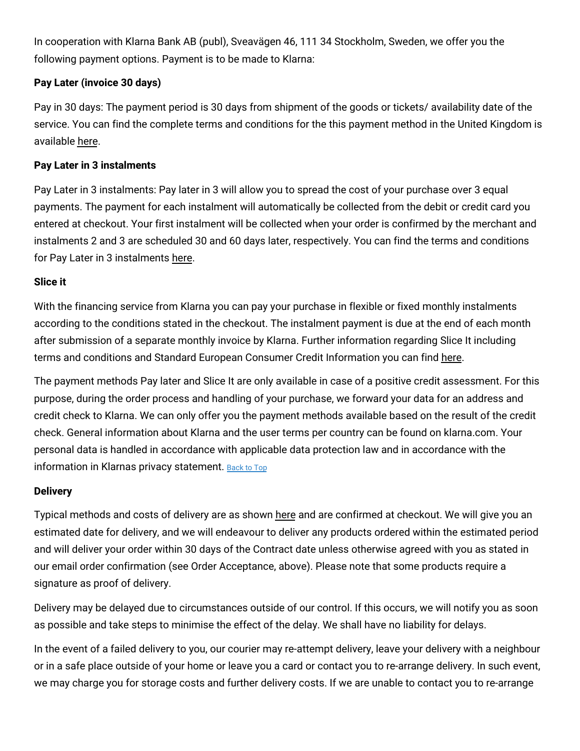In cooperation with Klarna Bank AB (publ), Sveavägen 46, 111 34 Stockholm, Sweden, we offer you the following payment options. Payment is to be made to Klarna:

**Pay Later (invoice 30 days)**

Pay in 30 days: The payment period is 30 days from shipment of the goods or tickets/ availability date of the service. You can find the complete terms and conditions for the this payment method in the United Kingdom is available here.

**Pay Later in 3 instalments**

Pay Later in 3 instalments: Pay later in 3 will allow you to spread the cost of your purchase over 3 equal payments. The payment for each instalment will automatically be collected from the debit or credit card you entered at checkout. Your first instalment will be collected when your order is confirmed by the merchant and instalments 2 and 3 are scheduled 30 and 60 days later, respectively. You can find the terms and conditions for Pay Later in 3 instalments here.

**Slice it**

With the financing service from Klarna you can pay your purchase in flexible or fixed monthly instalments according to the conditions stated in the checkout. The instalment payment is due at the end of each month after submission of a separate monthly invoice by Klarna. Further information regarding Slice It including terms and conditions and Standard European Consumer Credit Information you can find here.

The payment methods Pay later and Slice It are only available in case of a positive credit assessment. For this purpose, during the order process and handling of your purchase, we forward your data for an address and credit check to Klarna. We can only offer you the payment methods available based on the result of the credit check. General information about Klarna and the user terms per country can be found on klarna.com. Your personal data is handled in accordance with applicable data protection law and in accordance with the information in Klarnas privacy statement. Back to Top

**Delivery**

Typical methods and costs of delivery are as shown here and are confirmed at checkout. We will give you an estimated date for delivery, and we will endeavour to deliver any products ordered within the estimated period and will deliver your order within 30 days of the Contract date unless otherwise agreed with you as stated in our email order confirmation (see Order Acceptance, above). Please note that some products require a signature as proof of delivery.

Delivery may be delayed due to circumstances outside of our control. If this occurs, we will notify you as soon as possible and take steps to minimise the effect of the delay. We shall have no liability for delays.

In the event of a failed delivery to you, our courier may re-attempt delivery, leave your delivery with a neighbour or in a safe place outside of your home or leave you a card or contact you to re-arrange delivery. In such event, we may charge you for storage costs and further delivery costs. If we are unable to contact you to re-arrange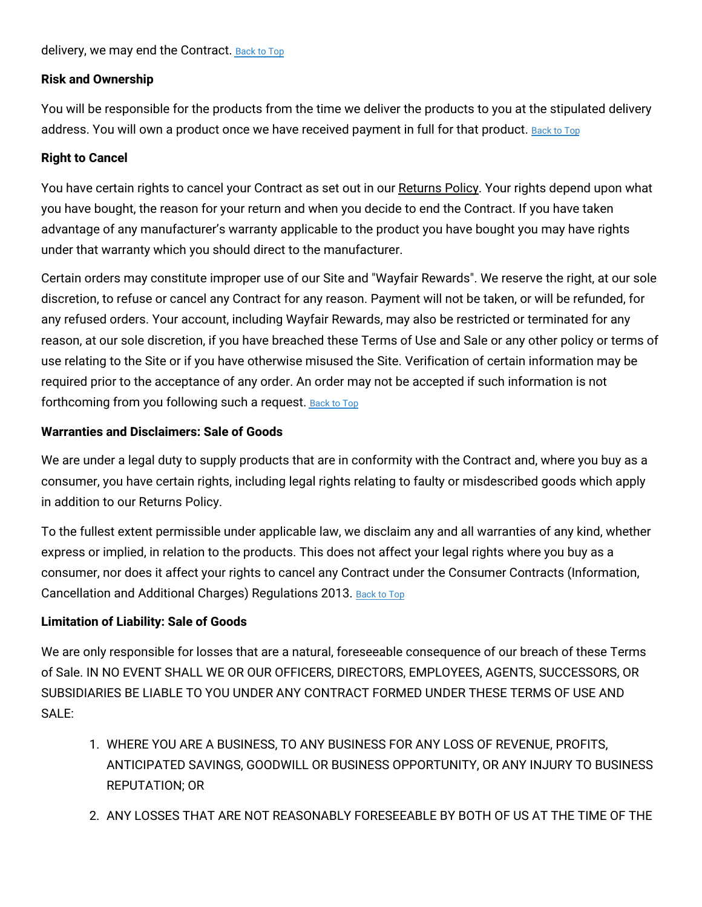delivery, we may end the Contract. Back to Top

**Risk and Ownership**

You will be responsible for the products from the time we deliver the products to you at the stipulated delivery address. You will own a product once we have received payment in full for that product. Back to Top

**Right to Cancel**

You have certain rights to cancel your Contract as set out in our Returns Policy. Your rights depend upon what you have bought, the reason for your return and when you decide to end the Contract. If you have taken advantage of any manufacturer's warranty applicable to the product you have bought you may have rights under that warranty which you should direct to the manufacturer.

Certain orders may constitute improper use of our Site and "Wayfair Rewards". We reserve the right, at our sole discretion, to refuse or cancel any Contract for any reason. Payment will not be taken, or will be refunded, for any refused orders. Your account, including Wayfair Rewards, may also be restricted or terminated for any reason, at our sole discretion, if you have breached these Terms of Use and Sale or any other policy or terms of use relating to the Site or if you have otherwise misused the Site. Verification of certain information may be required prior to the acceptance of any order. An order may not be accepted if such information is not forthcoming from you following such a request. Back to Top

**Warranties and Disclaimers: Sale of Goods**

We are under a legal duty to supply products that are in conformity with the Contract and, where you buy as a consumer, you have certain rights, including legal rights relating to faulty or misdescribed goods which apply in addition to our Returns Policy.

To the fullest extent permissible under applicable law, we disclaim any and all warranties of any kind, whether express or implied, in relation to the products. This does not affect your legal rights where you buy as a consumer, nor does it affect your rights to cancel any Contract under the Consumer Contracts (Information, Cancellation and Additional Charges) Regulations 2013. Back to Top

**Limitation of Liability: Sale of Goods**

We are only responsible for losses that are a natural, foreseeable consequence of our breach of these Terms of Sale. IN NO EVENT SHALL WE OR OUR OFFICERS, DIRECTORS, EMPLOYEES, AGENTS, SUCCESSORS, OR SUBSIDIARIES BE LIABLE TO YOU UNDER ANY CONTRACT FORMED UNDER THESE TERMS OF USE AND SALE:

1. WHERE YOU ARE A BUSINESS, TO ANY BUSINESS FOR ANY LOSS OF REVENUE, PROFITS, ANTICIPATED SAVINGS, GOODWILL OR BUSINESS OPPORTUNITY, OR ANY INJURY TO BUSINESS REPUTATION; OR
2. ANY LOSSES THAT ARE NOT REASONABLY FORESEEABLE BY BOTH OF US AT THE TIME OF THE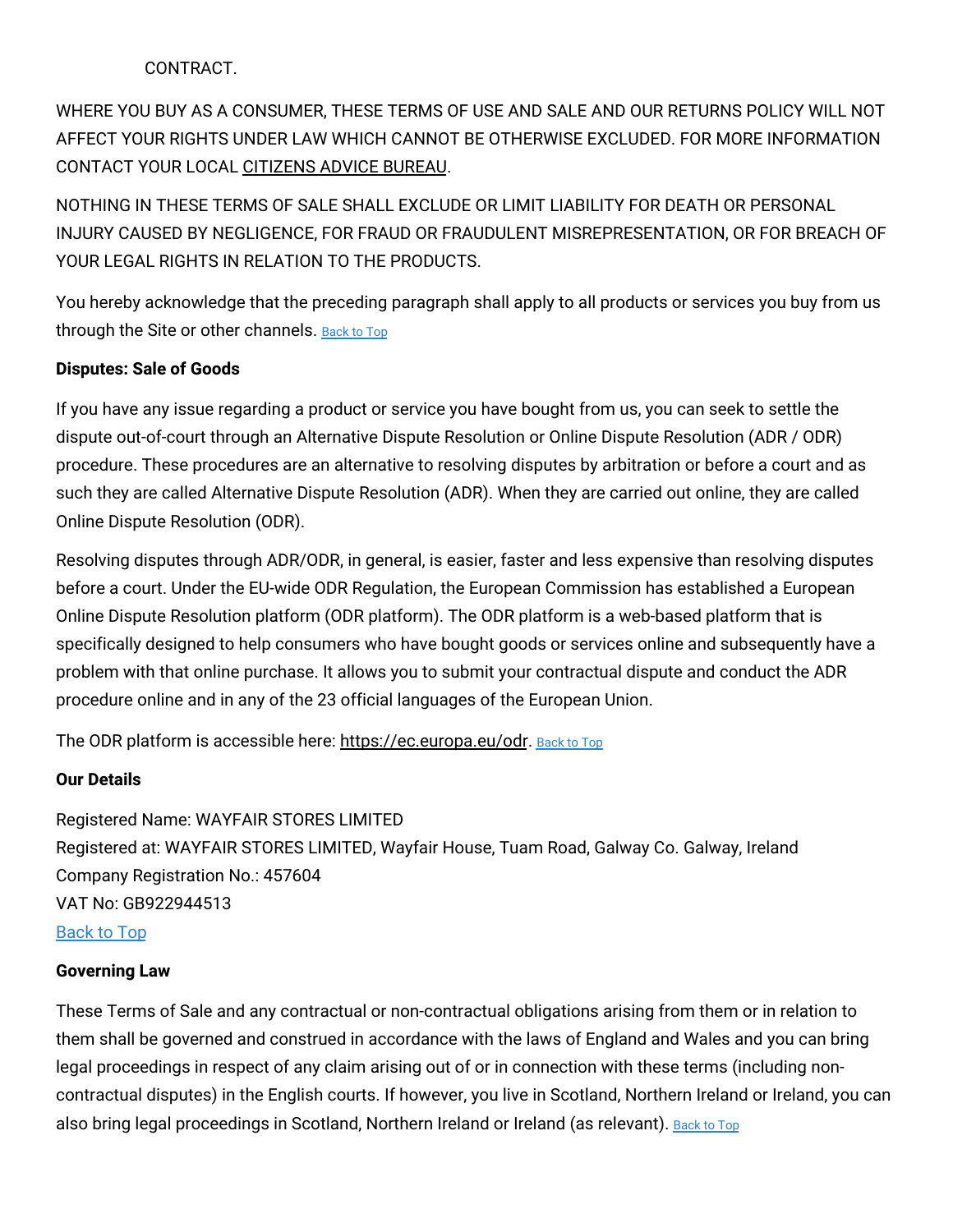CONTRACT.

WHERE YOU BUY AS A CONSUMER, THESE TERMS OF USE AND SALE AND OUR RETURNS POLICY WILL NOT AFFECT YOUR RIGHTS UNDER LAW WHICH CANNOT BE OTHERWISE EXCLUDED. FOR MORE INFORMATION CONTACT YOUR LOCAL CITIZENS ADVICE BUREAU.

NOTHING IN THESE TERMS OF SALE SHALL EXCLUDE OR LIMIT LIABILITY FOR DEATH OR PERSONAL INJURY CAUSED BY NEGLIGENCE, FOR FRAUD OR FRAUDULENT MISREPRESENTATION, OR FOR BREACH OF YOUR LEGAL RIGHTS IN RELATION TO THE PRODUCTS.

You hereby acknowledge that the preceding paragraph shall apply to all products or services you buy from us through the Site or other channels. Back to Top

**Disputes: Sale of Goods**

If you have any issue regarding a product or service you have bought from us, you can seek to settle the dispute out-of-court through an Alternative Dispute Resolution or Online Dispute Resolution (ADR / ODR) procedure. These procedures are an alternative to resolving disputes by arbitration or before a court and as such they are called Alternative Dispute Resolution (ADR). When they are carried out online, they are called Online Dispute Resolution (ODR).

Resolving disputes through ADR/ODR, in general, is easier, faster and less expensive than resolving disputes before a court. Under the EU-wide ODR Regulation, the European Commission has established a European Online Dispute Resolution platform (ODR platform). The ODR platform is a web-based platform that is specifically designed to help consumers who have bought goods or services online and subsequently have a problem with that online purchase. It allows you to submit your contractual dispute and conduct the ADR procedure online and in any of the 23 official languages of the European Union.

The ODR platform is accessible here: https://ec.europa.eu/odr. Back to Top

**Our Details**

Registered Name: WAYFAIR STORES LIMITED
Registered at: WAYFAIR STORES LIMITED, Wayfair House, Tuam Road, Galway Co. Galway, Ireland
Company Registration No.: 457604
VAT No: GB922944513
Back to Top

**Governing Law**

These Terms of Sale and any contractual or non-contractual obligations arising from them or in relation to them shall be governed and construed in accordance with the laws of England and Wales and you can bring legal proceedings in respect of any claim arising out of or in connection with these terms (including non-contractual disputes) in the English courts. If however, you live in Scotland, Northern Ireland or Ireland, you can also bring legal proceedings in Scotland, Northern Ireland or Ireland (as relevant). Back to Top